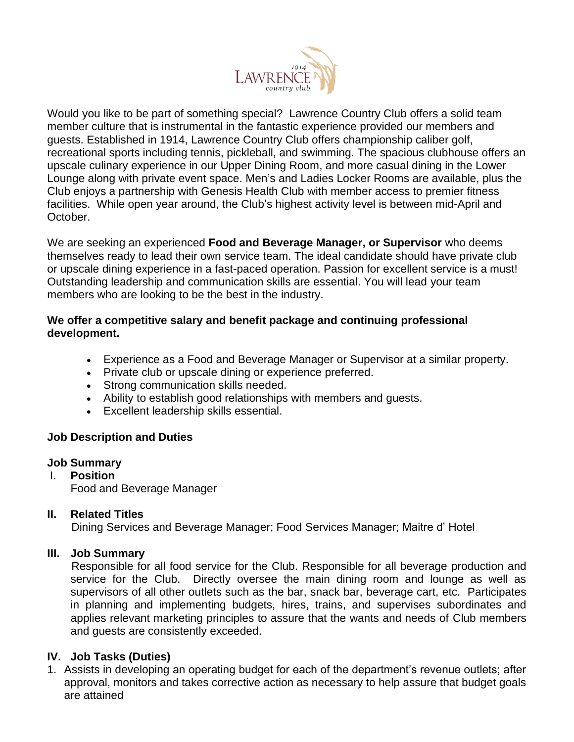LAWRENCE 1914 country club

Would you like to be part of something special? Lawrence Country Club offers a solid team member culture that is instrumental in the fantastic experience provided our members and guests. Established in 1914, Lawrence Country Club offers championship caliber golf, recreational sports including tennis, pickleball, and swimming. The spacious clubhouse offers an upscale culinary experience in our Upper Dining Room, and more casual dining in the Lower Lounge along with private event space. Men's and Ladies Locker Rooms are available, plus the Club enjoys a partnership with Genesis Health Club with member access to premier fitness facilities. While open year around, the Club's highest activity level is between mid-April and October.

We are seeking an experienced **Food and Beverage Manager, or Supervisor** who deems themselves ready to lead their own service team. The ideal candidate should have private club or upscale dining experience in a fast-paced operation. Passion for excellent service is a must! Outstanding leadership and communication skills are essential. You will lead your team members who are looking to be the best in the industry.

**We offer a competitive salary and benefit package and continuing professional development.**

- Experience as a Food and Beverage Manager or Supervisor at a similar property.
- Private club or upscale dining or experience preferred.
- Strong communication skills needed.
- Ability to establish good relationships with members and guests.
- Excellent leadership skills essential.

## Job Description and Duties

### Job Summary

I. **Position**

Food and Beverage Manager

II. **Related Titles**

Dining Services and Beverage Manager; Food Services Manager; Maitre d' Hotel

III. **Job Summary**

Responsible for all food service for the Club. Responsible for all beverage production and service for the Club. Directly oversee the main dining room and lounge as well as supervisors of all other outlets such as the bar, snack bar, beverage cart, etc. Participates in planning and implementing budgets, hires, trains, and supervises subordinates and applies relevant marketing principles to assure that the wants and needs of Club members and guests are consistently exceeded.

IV. **Job Tasks (Duties)**

1. Assists in developing an operating budget for each of the department's revenue outlets; after approval, monitors and takes corrective action as necessary to help assure that budget goals are attained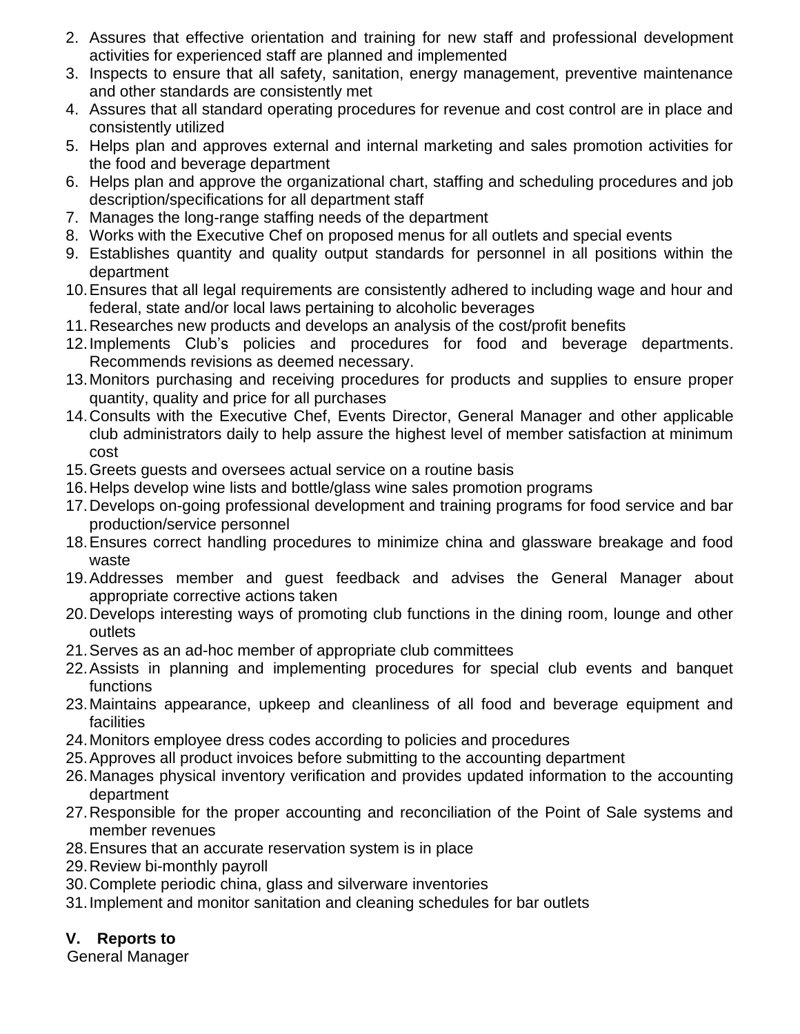2. Assures that effective orientation and training for new staff and professional development activities for experienced staff are planned and implemented
3. Inspects to ensure that all safety, sanitation, energy management, preventive maintenance and other standards are consistently met
4. Assures that all standard operating procedures for revenue and cost control are in place and consistently utilized
5. Helps plan and approves external and internal marketing and sales promotion activities for the food and beverage department
6. Helps plan and approve the organizational chart, staffing and scheduling procedures and job description/specifications for all department staff
7. Manages the long-range staffing needs of the department
8. Works with the Executive Chef on proposed menus for all outlets and special events
9. Establishes quantity and quality output standards for personnel in all positions within the department
10. Ensures that all legal requirements are consistently adhered to including wage and hour and federal, state and/or local laws pertaining to alcoholic beverages
11. Researches new products and develops an analysis of the cost/profit benefits
12. Implements Club's policies and procedures for food and beverage departments. Recommends revisions as deemed necessary.
13. Monitors purchasing and receiving procedures for products and supplies to ensure proper quantity, quality and price for all purchases
14. Consults with the Executive Chef, Events Director, General Manager and other applicable club administrators daily to help assure the highest level of member satisfaction at minimum cost
15. Greets guests and oversees actual service on a routine basis
16. Helps develop wine lists and bottle/glass wine sales promotion programs
17. Develops on-going professional development and training programs for food service and bar production/service personnel
18. Ensures correct handling procedures to minimize china and glassware breakage and food waste
19. Addresses member and guest feedback and advises the General Manager about appropriate corrective actions taken
20. Develops interesting ways of promoting club functions in the dining room, lounge and other outlets
21. Serves as an ad-hoc member of appropriate club committees
22. Assists in planning and implementing procedures for special club events and banquet functions
23. Maintains appearance, upkeep and cleanliness of all food and beverage equipment and facilities
24. Monitors employee dress codes according to policies and procedures
25. Approves all product invoices before submitting to the accounting department
26. Manages physical inventory verification and provides updated information to the accounting department
27. Responsible for the proper accounting and reconciliation of the Point of Sale systems and member revenues
28. Ensures that an accurate reservation system is in place
29. Review bi-monthly payroll
30. Complete periodic china, glass and silverware inventories
31. Implement and monitor sanitation and cleaning schedules for bar outlets

## V. Reports to

General Manager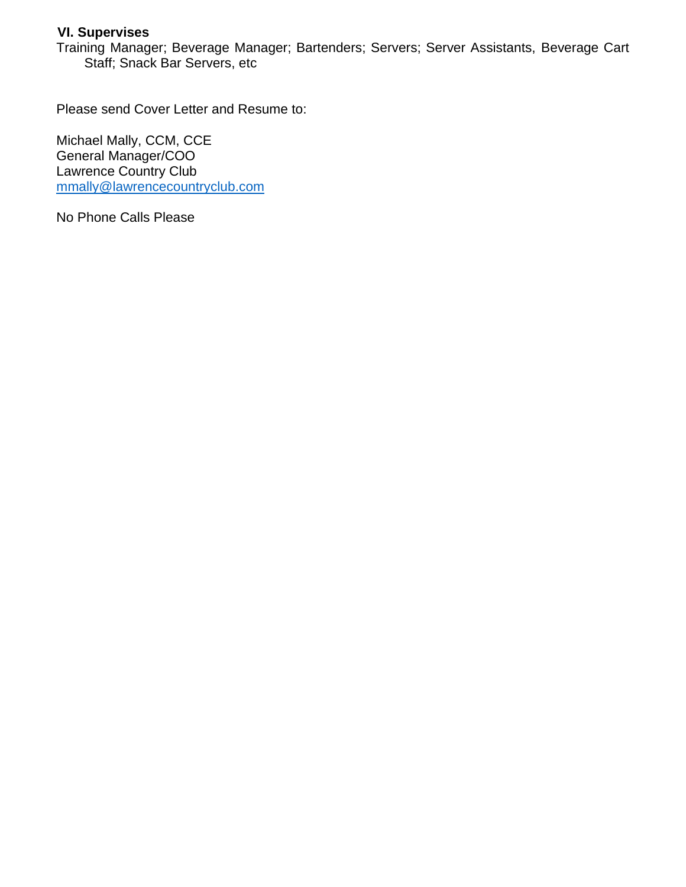### VI. Supervises

Training Manager; Beverage Manager; Bartenders; Servers; Server Assistants, Beverage Cart Staff; Snack Bar Servers, etc

Please send Cover Letter and Resume to:

Michael Mally, CCM, CCE
General Manager/COO
Lawrence Country Club
mmally@lawrencecountryclub.com

No Phone Calls Please